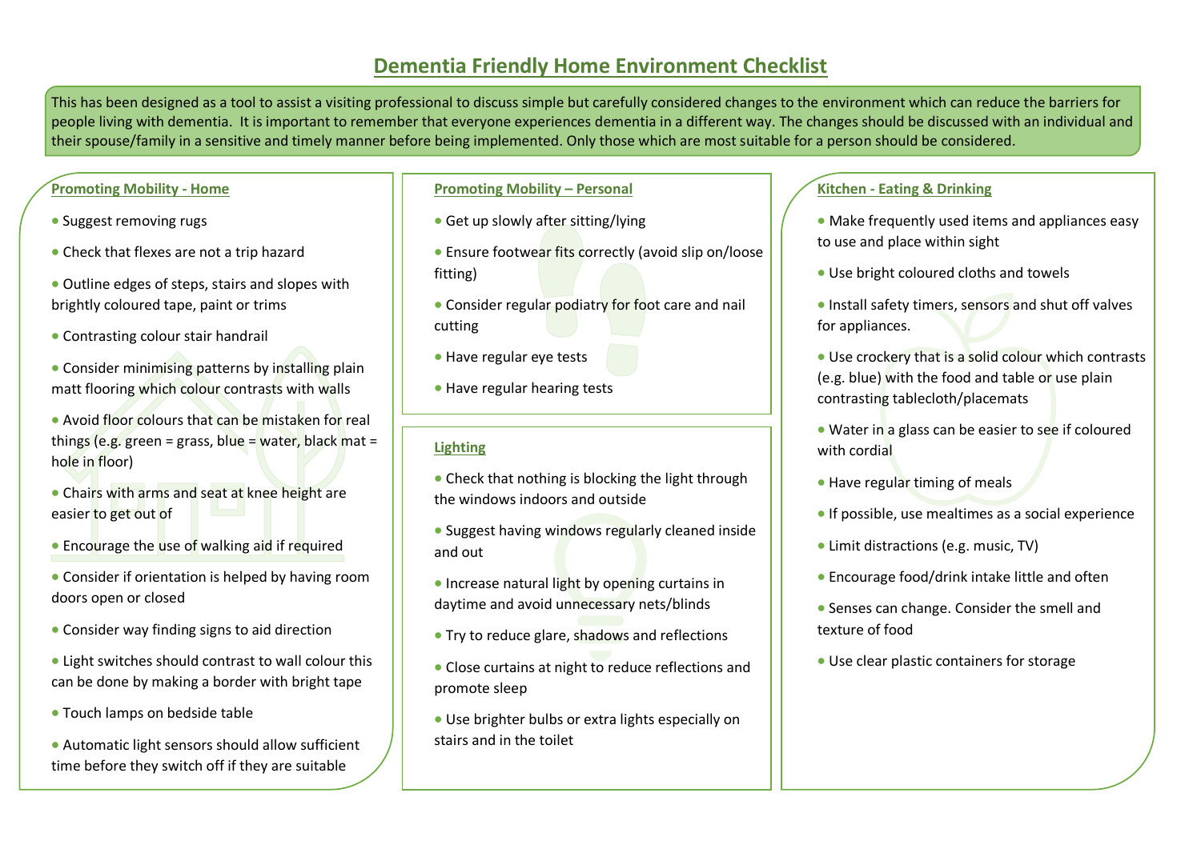# Dementia Friendly Home Environment Checklist

This has been designed as a tool to assist a visiting professional to discuss simple but carefully considered changes to the environment which can reduce the barriers for people living with dementia. It is important to remember that everyone experiences dementia in a different way. The changes should be discussed with an individual and their spouse/family in a sensitive and timely manner before being implemented. Only those which are most suitable for a person should be considered.

## Promoting Mobility - Home

- Suggest removing rugs
- Check that flexes are not a trip hazard
- Outline edges of steps, stairs and slopes with brightly coloured tape, paint or trims
- Contrasting colour stair handrail
- Consider minimising patterns by installing plain matt flooring which colour contrasts with walls
- Avoid floor colours that can be mistaken for real things (e.g. green = grass, blue = water, black mat = hole in floor)
- Chairs with arms and seat at knee height are easier to get out of
- Encourage the use of walking aid if required
- Consider if orientation is helped by having room doors open or closed
- Consider way finding signs to aid direction
- Light switches should contrast to wall colour this can be done by making a border with bright tape
- Touch lamps on bedside table
- Automatic light sensors should allow sufficient time before they switch off if they are suitable

## Promoting Mobility – Personal

- Get up slowly after sitting/lying
- Ensure footwear fits correctly (avoid slip on/loose fitting)
- Consider regular podiatry for foot care and nail cutting
- Have regular eye tests
- Have regular hearing tests

## Lighting

- Check that nothing is blocking the light through the windows indoors and outside
- Suggest having windows regularly cleaned inside and out
- Increase natural light by opening curtains in daytime and avoid unnecessary nets/blinds
- Try to reduce glare, shadows and reflections
- Close curtains at night to reduce reflections and promote sleep
- Use brighter bulbs or extra lights especially on stairs and in the toilet

## Kitchen - Eating & Drinking

- Make frequently used items and appliances easy to use and place within sight
- Use bright coloured cloths and towels
- Install safety timers, sensors and shut off valves for appliances.
- Use crockery that is a solid colour which contrasts (e.g. blue) with the food and table or use plain contrasting tablecloth/placemats
- Water in a glass can be easier to see if coloured with cordial
- Have regular timing of meals
- If possible, use mealtimes as a social experience
- Limit distractions (e.g. music, TV)
- Encourage food/drink intake little and often
- Senses can change. Consider the smell and texture of food
- Use clear plastic containers for storage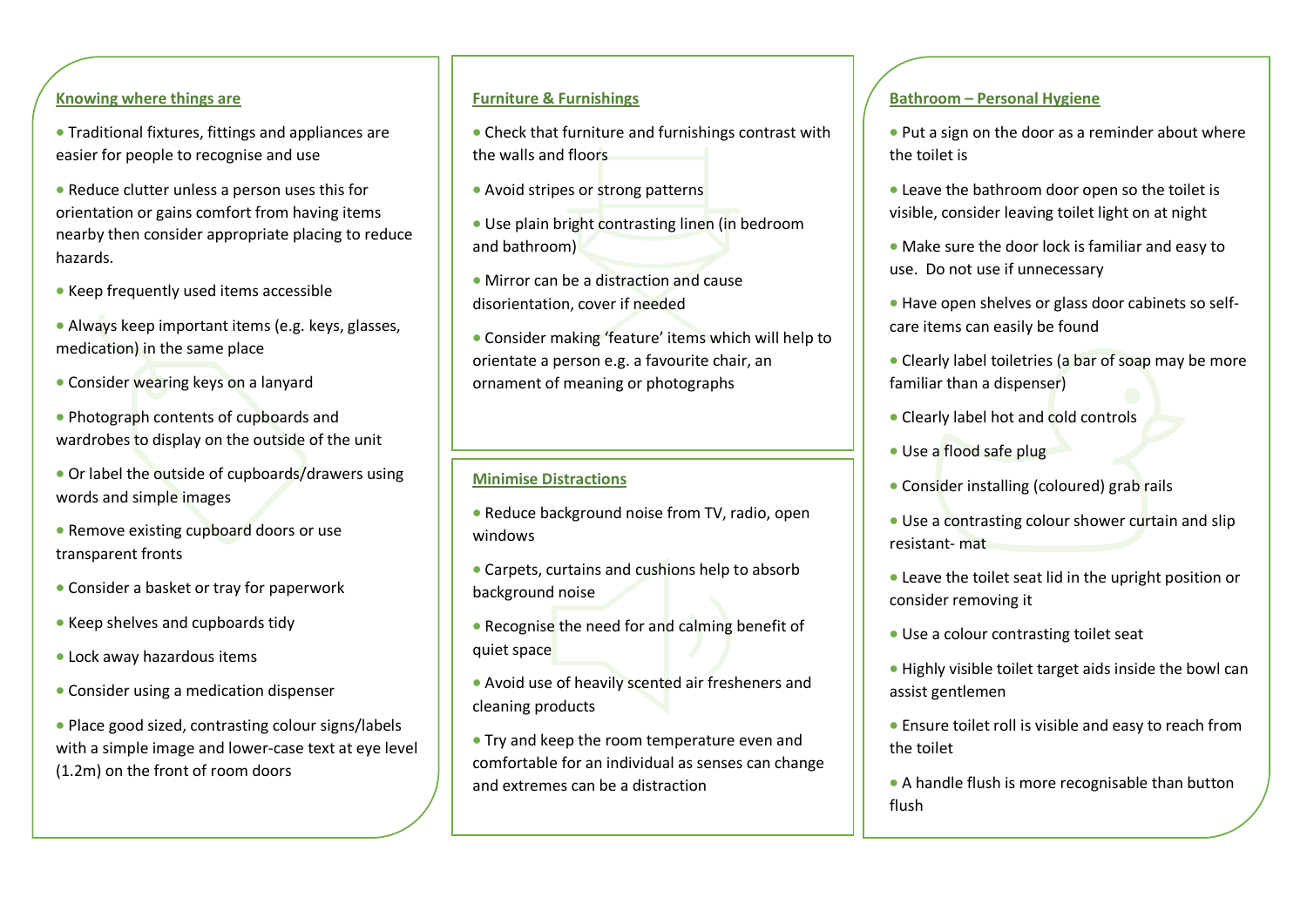## Knowing where things are

- Traditional fixtures, fittings and appliances are easier for people to recognise and use
- Reduce clutter unless a person uses this for orientation or gains comfort from having items nearby then consider appropriate placing to reduce hazards.
- Keep frequently used items accessible
- Always keep important items (e.g. keys, glasses, medication) in the same place
- Consider wearing keys on a lanyard
- Photograph contents of cupboards and wardrobes to display on the outside of the unit
- Or label the outside of cupboards/drawers using words and simple images
- Remove existing cupboard doors or use transparent fronts
- Consider a basket or tray for paperwork
- Keep shelves and cupboards tidy
- Lock away hazardous items
- Consider using a medication dispenser
- Place good sized, contrasting colour signs/labels with a simple image and lower-case text at eye level (1.2m) on the front of room doors

## Furniture & Furnishings

- Check that furniture and furnishings contrast with the walls and floors
- Avoid stripes or strong patterns
- Use plain bright contrasting linen (in bedroom and bathroom)
- Mirror can be a distraction and cause disorientation, cover if needed
- Consider making 'feature' items which will help to orientate a person e.g. a favourite chair, an ornament of meaning or photographs

## Minimise Distractions

- Reduce background noise from TV, radio, open windows
- Carpets, curtains and cushions help to absorb background noise
- Recognise the need for and calming benefit of quiet space
- Avoid use of heavily scented air fresheners and cleaning products
- Try and keep the room temperature even and comfortable for an individual as senses can change and extremes can be a distraction

## Bathroom – Personal Hygiene

- Put a sign on the door as a reminder about where the toilet is
- Leave the bathroom door open so the toilet is visible, consider leaving toilet light on at night
- Make sure the door lock is familiar and easy to use. Do not use if unnecessary
- Have open shelves or glass door cabinets so self-care items can easily be found
- Clearly label toiletries (a bar of soap may be more familiar than a dispenser)
- Clearly label hot and cold controls
- Use a flood safe plug
- Consider installing (coloured) grab rails
- Use a contrasting colour shower curtain and slip resistant- mat
- Leave the toilet seat lid in the upright position or consider removing it
- Use a colour contrasting toilet seat
- Highly visible toilet target aids inside the bowl can assist gentlemen
- Ensure toilet roll is visible and easy to reach from the toilet
- A handle flush is more recognisable than button flush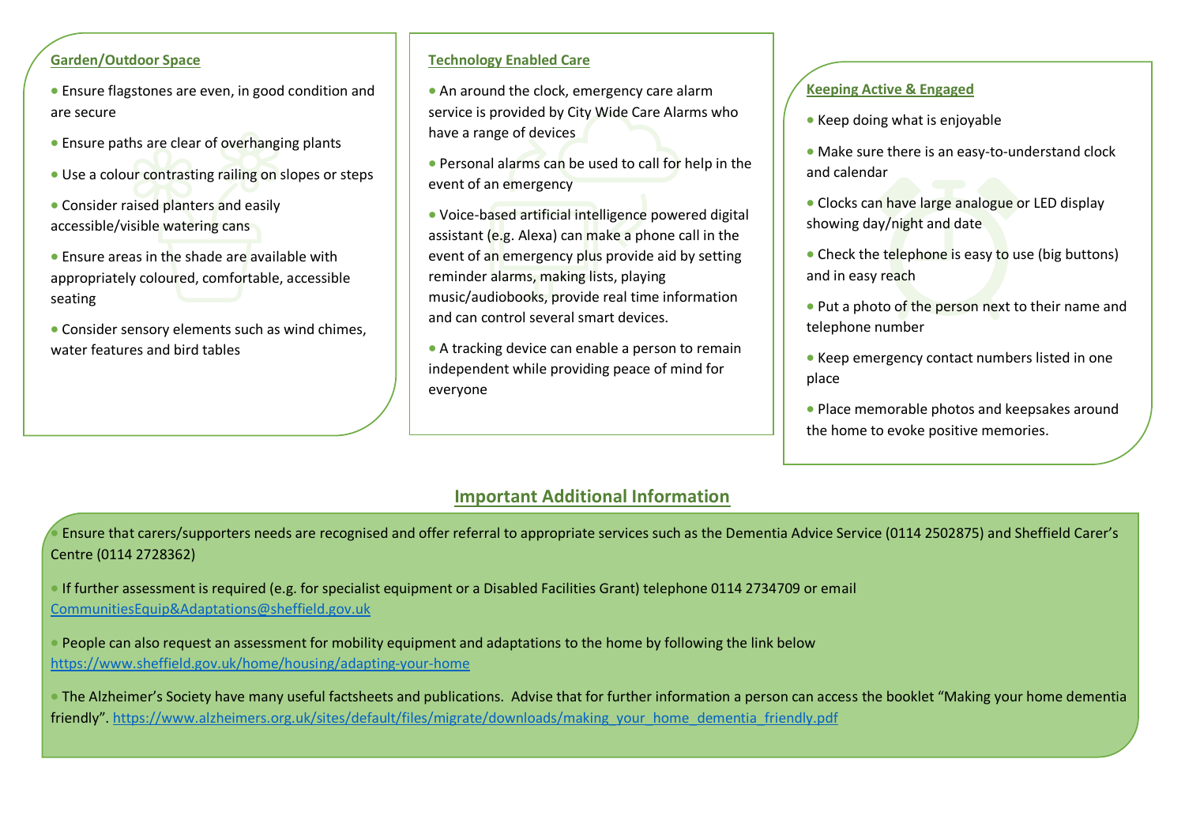### Garden/Outdoor Space

- Ensure flagstones are even, in good condition and are secure
- Ensure paths are clear of overhanging plants
- Use a colour contrasting railing on slopes or steps
- Consider raised planters and easily accessible/visible watering cans
- Ensure areas in the shade are available with appropriately coloured, comfortable, accessible seating
- Consider sensory elements such as wind chimes, water features and bird tables

### Technology Enabled Care

- An around the clock, emergency care alarm service is provided by City Wide Care Alarms who have a range of devices
- Personal alarms can be used to call for help in the event of an emergency
- Voice-based artificial intelligence powered digital assistant (e.g. Alexa) can make a phone call in the event of an emergency plus provide aid by setting reminder alarms, making lists, playing music/audiobooks, provide real time information and can control several smart devices.
- A tracking device can enable a person to remain independent while providing peace of mind for everyone

### Keeping Active & Engaged

- Keep doing what is enjoyable
- Make sure there is an easy-to-understand clock and calendar
- Clocks can have large analogue or LED display showing day/night and date
- Check the telephone is easy to use (big buttons) and in easy reach
- Put a photo of the person next to their name and telephone number
- Keep emergency contact numbers listed in one place
- Place memorable photos and keepsakes around the home to evoke positive memories.

## Important Additional Information

- Ensure that carers/supporters needs are recognised and offer referral to appropriate services such as the Dementia Advice Service (0114 2502875) and Sheffield Carer's Centre (0114 2728362)
- If further assessment is required (e.g. for specialist equipment or a Disabled Facilities Grant) telephone 0114 2734709 or email CommunitiesEquip&Adaptations@sheffield.gov.uk
- People can also request an assessment for mobility equipment and adaptations to the home by following the link below https://www.sheffield.gov.uk/home/housing/adapting-your-home
- The Alzheimer's Society have many useful factsheets and publications. Advise that for further information a person can access the booklet "Making your home dementia friendly". https://www.alzheimers.org.uk/sites/default/files/migrate/downloads/making_your_home_dementia_friendly.pdf